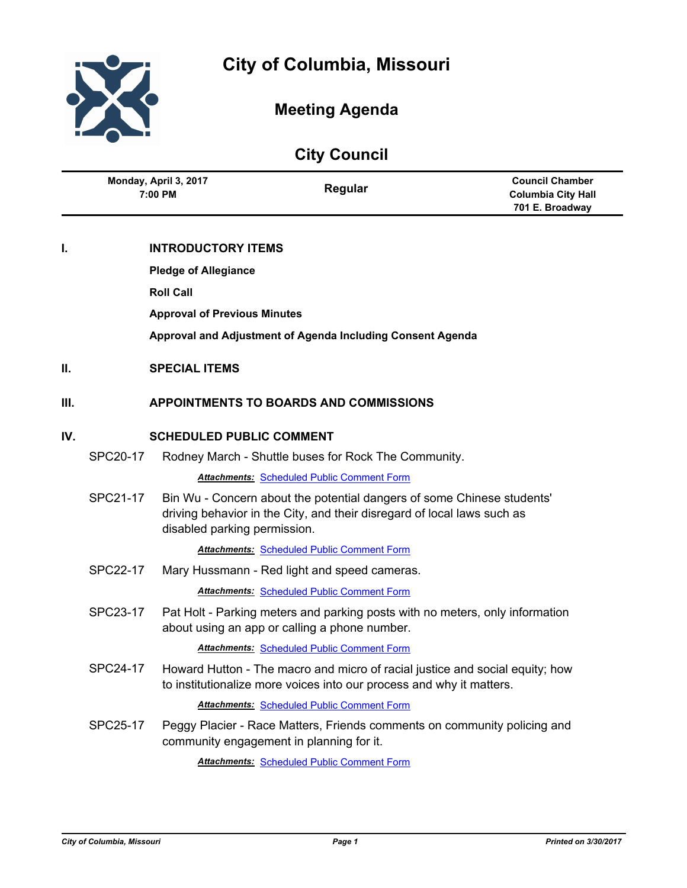# City of Columbia, Missouri

## Meeting Agenda

## City Council

| Monday, April 3, 2017 7:00 PM | Regular | Council Chamber Columbia City Hall 701 E. Broadway |
|---|---|---|

## I. INTRODUCTORY ITEMS

**Pledge of Allegiance**

**Roll Call**

**Approval of Previous Minutes**

**Approval and Adjustment of Agenda Including Consent Agenda**

## II. SPECIAL ITEMS

## III. APPOINTMENTS TO BOARDS AND COMMISSIONS

## IV. SCHEDULED PUBLIC COMMENT

SPC20-17 Rodney March - Shuttle buses for Rock The Community.

***Attachments:*** Scheduled Public Comment Form

SPC21-17 Bin Wu - Concern about the potential dangers of some Chinese students' driving behavior in the City, and their disregard of local laws such as disabled parking permission.

***Attachments:*** Scheduled Public Comment Form

SPC22-17 Mary Hussmann - Red light and speed cameras.

***Attachments:*** Scheduled Public Comment Form

SPC23-17 Pat Holt - Parking meters and parking posts with no meters, only information about using an app or calling a phone number.

***Attachments:*** Scheduled Public Comment Form

SPC24-17 Howard Hutton - The macro and micro of racial justice and social equity; how to institutionalize more voices into our process and why it matters.

***Attachments:*** Scheduled Public Comment Form

SPC25-17 Peggy Placier - Race Matters, Friends comments on community policing and community engagement in planning for it.

***Attachments:*** Scheduled Public Comment Form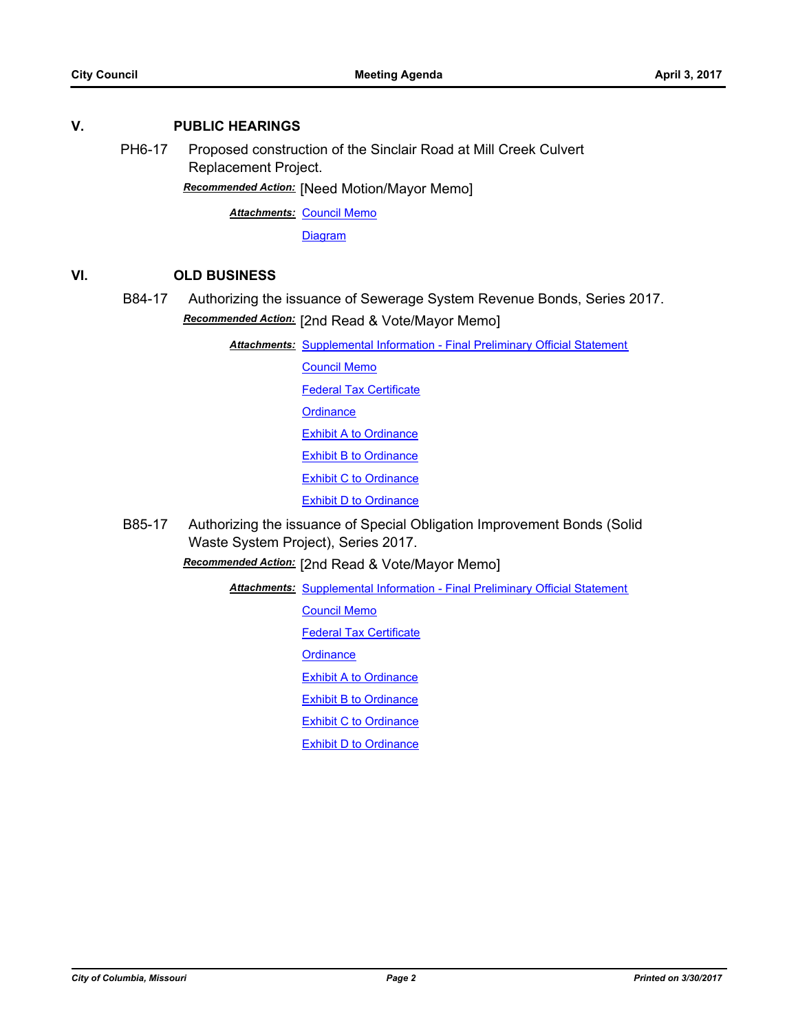## V. PUBLIC HEARINGS

**PH6-17** Proposed construction of the Sinclair Road at Mill Creek Culvert Replacement Project.

***Recommended Action:*** [Need Motion/Mayor Memo]

***Attachments:*** Council Memo
Diagram

## VI. OLD BUSINESS

**B84-17** Authorizing the issuance of Sewerage System Revenue Bonds, Series 2017.

***Recommended Action:*** [2nd Read & Vote/Mayor Memo]

***Attachments:*** Supplemental Information - Final Preliminary Official Statement
Council Memo
Federal Tax Certificate
Ordinance
Exhibit A to Ordinance
Exhibit B to Ordinance
Exhibit C to Ordinance
Exhibit D to Ordinance

**B85-17** Authorizing the issuance of Special Obligation Improvement Bonds (Solid Waste System Project), Series 2017.

***Recommended Action:*** [2nd Read & Vote/Mayor Memo]

***Attachments:*** Supplemental Information - Final Preliminary Official Statement
Council Memo
Federal Tax Certificate
Ordinance
Exhibit A to Ordinance
Exhibit B to Ordinance
Exhibit C to Ordinance
Exhibit D to Ordinance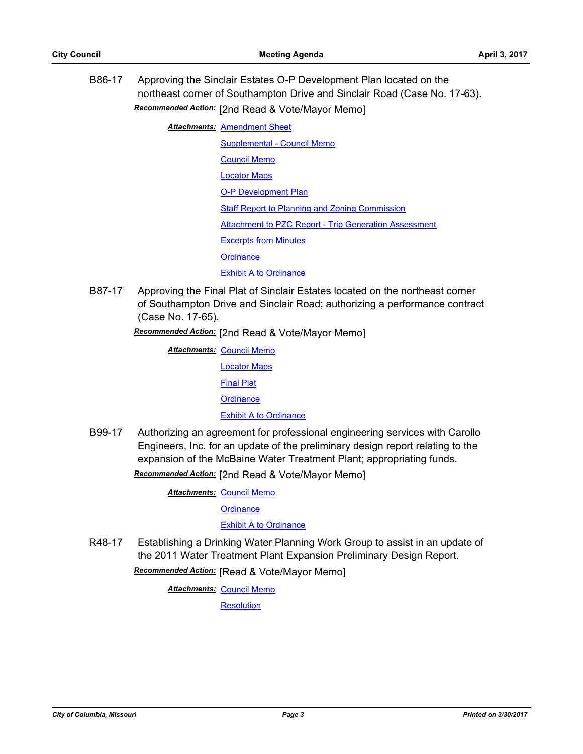B86-17 Approving the Sinclair Estates O-P Development Plan located on the northeast corner of Southampton Drive and Sinclair Road (Case No. 17-63).

***Recommended Action:*** [2nd Read & Vote/Mayor Memo]

***Attachments:*** Amendment Sheet
Supplemental - Council Memo
Council Memo
Locator Maps
O-P Development Plan
Staff Report to Planning and Zoning Commission
Attachment to PZC Report - Trip Generation Assessment
Excerpts from Minutes
Ordinance
Exhibit A to Ordinance

B87-17 Approving the Final Plat of Sinclair Estates located on the northeast corner of Southampton Drive and Sinclair Road; authorizing a performance contract (Case No. 17-65).

***Recommended Action:*** [2nd Read & Vote/Mayor Memo]

***Attachments:*** Council Memo
Locator Maps
Final Plat
Ordinance
Exhibit A to Ordinance

B99-17 Authorizing an agreement for professional engineering services with Carollo Engineers, Inc. for an update of the preliminary design report relating to the expansion of the McBaine Water Treatment Plant; appropriating funds.

***Recommended Action:*** [2nd Read & Vote/Mayor Memo]

***Attachments:*** Council Memo
Ordinance
Exhibit A to Ordinance

R48-17 Establishing a Drinking Water Planning Work Group to assist in an update of the 2011 Water Treatment Plant Expansion Preliminary Design Report.

***Recommended Action:*** [Read & Vote/Mayor Memo]

***Attachments:*** Council Memo
Resolution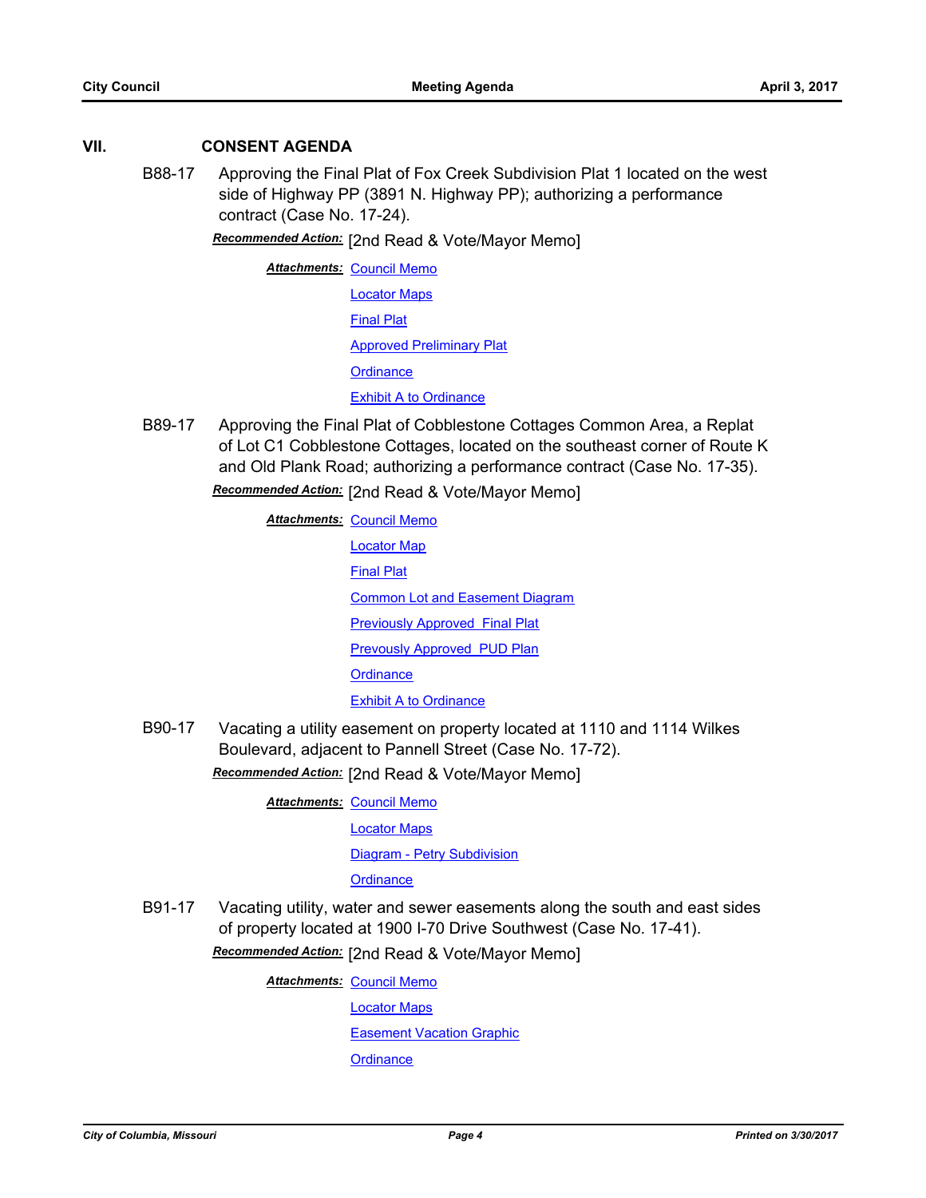## VII. CONSENT AGENDA

**B88-17** Approving the Final Plat of Fox Creek Subdivision Plat 1 located on the west side of Highway PP (3891 N. Highway PP); authorizing a performance contract (Case No. 17-24).

***Recommended Action:*** [2nd Read & Vote/Mayor Memo]

***Attachments:*** Council Memo
Locator Maps
Final Plat
Approved Preliminary Plat
Ordinance
Exhibit A to Ordinance

**B89-17** Approving the Final Plat of Cobblestone Cottages Common Area, a Replat of Lot C1 Cobblestone Cottages, located on the southeast corner of Route K and Old Plank Road; authorizing a performance contract (Case No. 17-35).

***Recommended Action:*** [2nd Read & Vote/Mayor Memo]

***Attachments:*** Council Memo
Locator Map
Final Plat
Common Lot and Easement Diagram
Previously Approved Final Plat
Prevously Approved PUD Plan
Ordinance
Exhibit A to Ordinance

**B90-17** Vacating a utility easement on property located at 1110 and 1114 Wilkes Boulevard, adjacent to Pannell Street (Case No. 17-72).

***Recommended Action:*** [2nd Read & Vote/Mayor Memo]

***Attachments:*** Council Memo
Locator Maps
Diagram - Petry Subdivision
Ordinance

**B91-17** Vacating utility, water and sewer easements along the south and east sides of property located at 1900 I-70 Drive Southwest (Case No. 17-41).

***Recommended Action:*** [2nd Read & Vote/Mayor Memo]

***Attachments:*** Council Memo
Locator Maps
Easement Vacation Graphic
Ordinance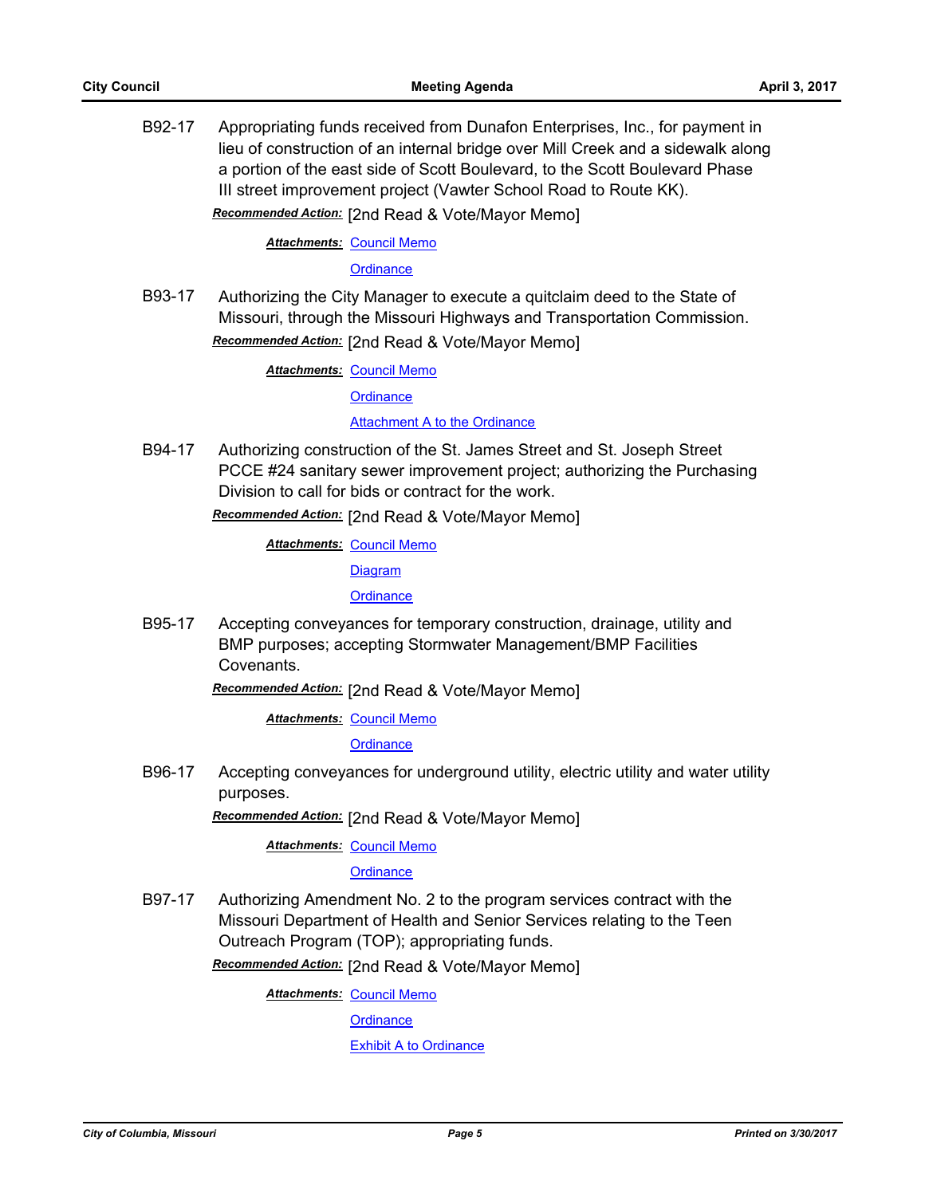B92-17 Appropriating funds received from Dunafon Enterprises, Inc., for payment in lieu of construction of an internal bridge over Mill Creek and a sidewalk along a portion of the east side of Scott Boulevard, to the Scott Boulevard Phase III street improvement project (Vawter School Road to Route KK).

***Recommended Action:*** [2nd Read & Vote/Mayor Memo]

***Attachments:*** Council Memo

Ordinance

B93-17 Authorizing the City Manager to execute a quitclaim deed to the State of Missouri, through the Missouri Highways and Transportation Commission.

***Recommended Action:*** [2nd Read & Vote/Mayor Memo]

***Attachments:*** Council Memo

Ordinance

Attachment A to the Ordinance

B94-17 Authorizing construction of the St. James Street and St. Joseph Street PCCE #24 sanitary sewer improvement project; authorizing the Purchasing Division to call for bids or contract for the work.

***Recommended Action:*** [2nd Read & Vote/Mayor Memo]

***Attachments:*** Council Memo

Diagram

Ordinance

B95-17 Accepting conveyances for temporary construction, drainage, utility and BMP purposes; accepting Stormwater Management/BMP Facilities Covenants.

***Recommended Action:*** [2nd Read & Vote/Mayor Memo]

***Attachments:*** Council Memo

Ordinance

B96-17 Accepting conveyances for underground utility, electric utility and water utility purposes.

***Recommended Action:*** [2nd Read & Vote/Mayor Memo]

***Attachments:*** Council Memo

Ordinance

B97-17 Authorizing Amendment No. 2 to the program services contract with the Missouri Department of Health and Senior Services relating to the Teen Outreach Program (TOP); appropriating funds.

***Recommended Action:*** [2nd Read & Vote/Mayor Memo]

***Attachments:*** Council Memo

Ordinance

Exhibit A to Ordinance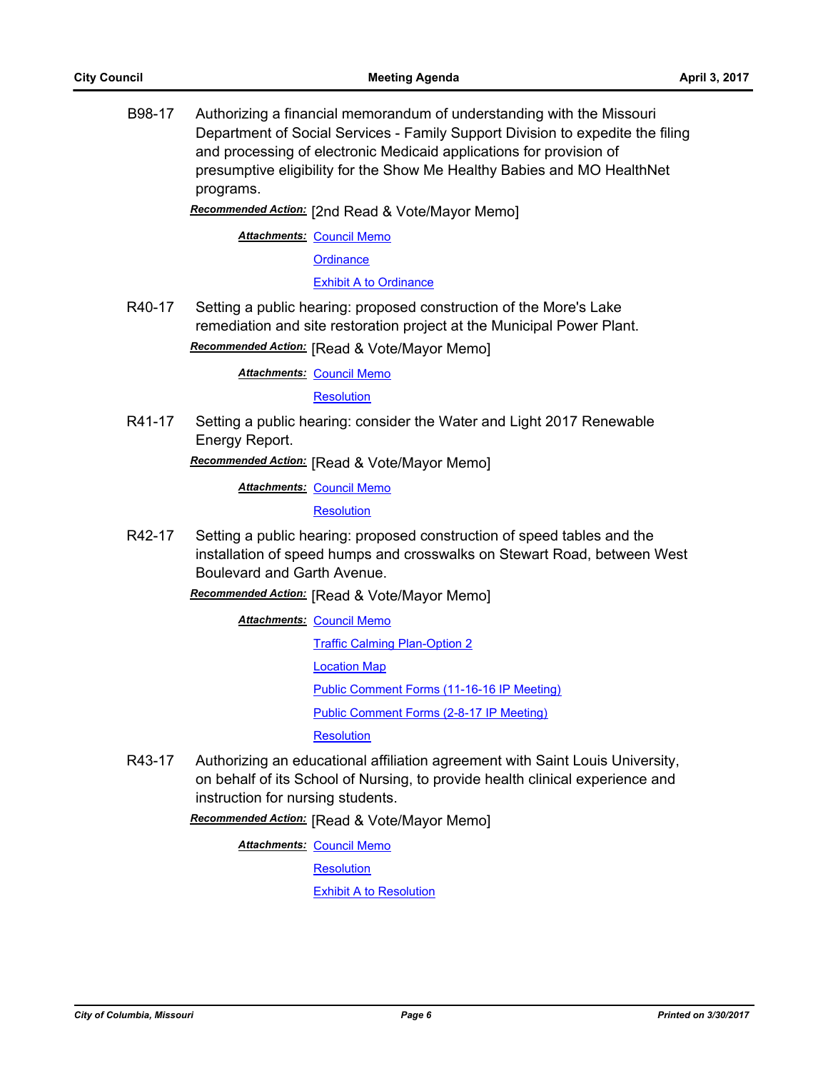B98-17 Authorizing a financial memorandum of understanding with the Missouri Department of Social Services - Family Support Division to expedite the filing and processing of electronic Medicaid applications for provision of presumptive eligibility for the Show Me Healthy Babies and MO HealthNet programs.

***Recommended Action:*** [2nd Read & Vote/Mayor Memo]

***Attachments:*** Council Memo
Ordinance
Exhibit A to Ordinance

R40-17 Setting a public hearing: proposed construction of the More's Lake remediation and site restoration project at the Municipal Power Plant.

***Recommended Action:*** [Read & Vote/Mayor Memo]

***Attachments:*** Council Memo
Resolution

R41-17 Setting a public hearing: consider the Water and Light 2017 Renewable Energy Report.

***Recommended Action:*** [Read & Vote/Mayor Memo]

***Attachments:*** Council Memo
Resolution

R42-17 Setting a public hearing: proposed construction of speed tables and the installation of speed humps and crosswalks on Stewart Road, between West Boulevard and Garth Avenue.

***Recommended Action:*** [Read & Vote/Mayor Memo]

***Attachments:*** Council Memo
Traffic Calming Plan-Option 2
Location Map
Public Comment Forms (11-16-16 IP Meeting)
Public Comment Forms (2-8-17 IP Meeting)
Resolution

R43-17 Authorizing an educational affiliation agreement with Saint Louis University, on behalf of its School of Nursing, to provide health clinical experience and instruction for nursing students.

***Recommended Action:*** [Read & Vote/Mayor Memo]

***Attachments:*** Council Memo
Resolution
Exhibit A to Resolution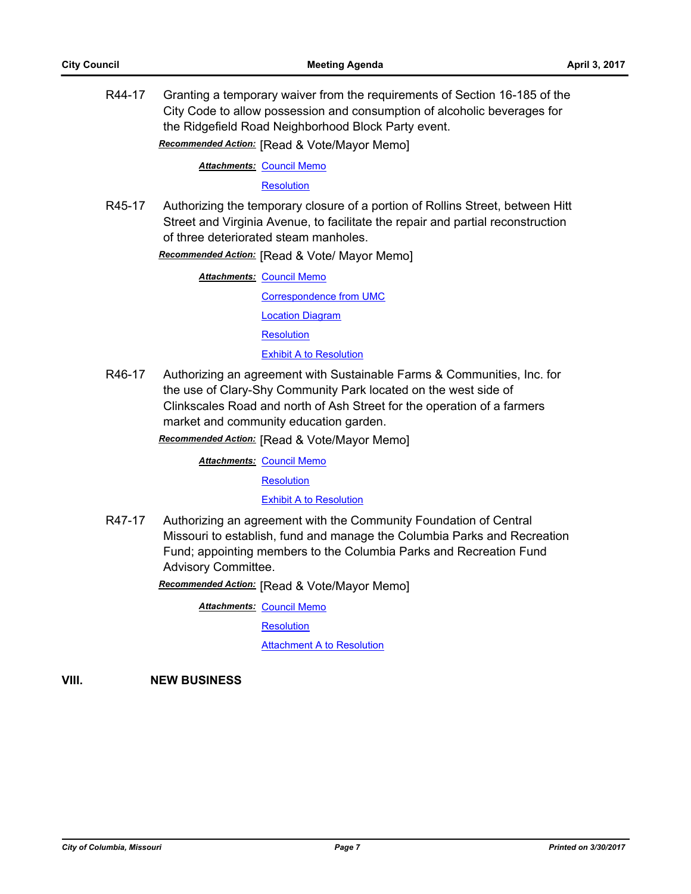R44-17 Granting a temporary waiver from the requirements of Section 16-185 of the City Code to allow possession and consumption of alcoholic beverages for the Ridgefield Road Neighborhood Block Party event.

***Recommended Action:*** [Read & Vote/Mayor Memo]

***Attachments:*** Council Memo

Resolution

R45-17 Authorizing the temporary closure of a portion of Rollins Street, between Hitt Street and Virginia Avenue, to facilitate the repair and partial reconstruction of three deteriorated steam manholes.

***Recommended Action:*** [Read & Vote/ Mayor Memo]

***Attachments:*** Council Memo

Correspondence from UMC

Location Diagram

Resolution

Exhibit A to Resolution

R46-17 Authorizing an agreement with Sustainable Farms & Communities, Inc. for the use of Clary-Shy Community Park located on the west side of Clinkscales Road and north of Ash Street for the operation of a farmers market and community education garden.

***Recommended Action:*** [Read & Vote/Mayor Memo]

***Attachments:*** Council Memo

Resolution

Exhibit A to Resolution

R47-17 Authorizing an agreement with the Community Foundation of Central Missouri to establish, fund and manage the Columbia Parks and Recreation Fund; appointing members to the Columbia Parks and Recreation Fund Advisory Committee.

***Recommended Action:*** [Read & Vote/Mayor Memo]

***Attachments:*** Council Memo

Resolution

Attachment A to Resolution

## VIII. NEW BUSINESS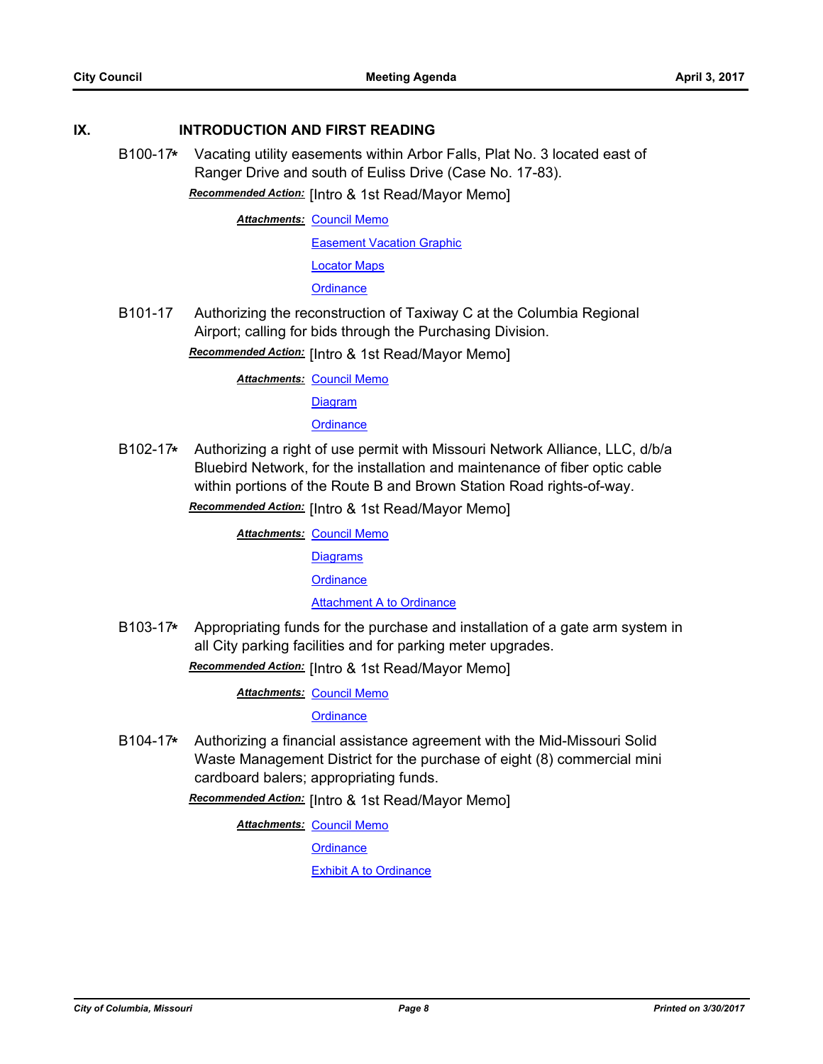## IX. INTRODUCTION AND FIRST READING

**B100-17*** Vacating utility easements within Arbor Falls, Plat No. 3 located east of Ranger Drive and south of Euliss Drive (Case No. 17-83).

***Recommended Action:*** [Intro & 1st Read/Mayor Memo]

***Attachments:*** Council Memo
Easement Vacation Graphic
Locator Maps
Ordinance

**B101-17** Authorizing the reconstruction of Taxiway C at the Columbia Regional Airport; calling for bids through the Purchasing Division.

***Recommended Action:*** [Intro & 1st Read/Mayor Memo]

***Attachments:*** Council Memo
Diagram
Ordinance

**B102-17*** Authorizing a right of use permit with Missouri Network Alliance, LLC, d/b/a Bluebird Network, for the installation and maintenance of fiber optic cable within portions of the Route B and Brown Station Road rights-of-way.

***Recommended Action:*** [Intro & 1st Read/Mayor Memo]

***Attachments:*** Council Memo
Diagrams
Ordinance
Attachment A to Ordinance

**B103-17*** Appropriating funds for the purchase and installation of a gate arm system in all City parking facilities and for parking meter upgrades.

***Recommended Action:*** [Intro & 1st Read/Mayor Memo]

***Attachments:*** Council Memo
Ordinance

**B104-17*** Authorizing a financial assistance agreement with the Mid-Missouri Solid Waste Management District for the purchase of eight (8) commercial mini cardboard balers; appropriating funds.

***Recommended Action:*** [Intro & 1st Read/Mayor Memo]

***Attachments:*** Council Memo
Ordinance
Exhibit A to Ordinance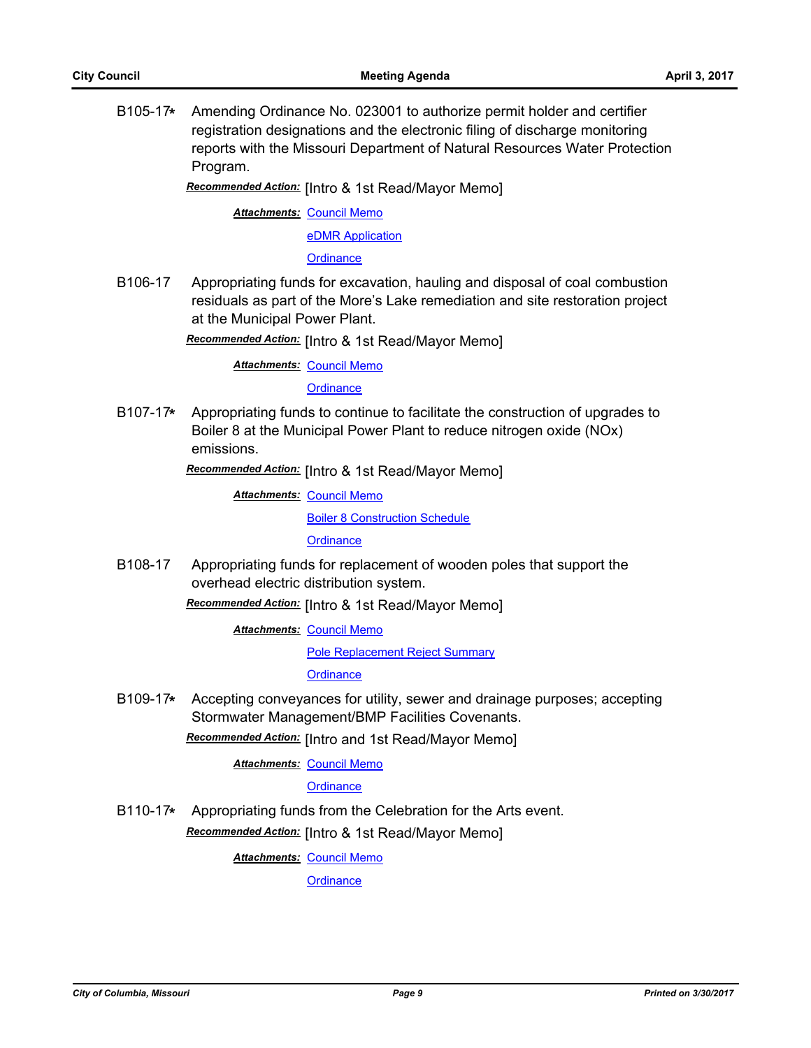B105-17* Amending Ordinance No. 023001 to authorize permit holder and certifier registration designations and the electronic filing of discharge monitoring reports with the Missouri Department of Natural Resources Water Protection Program.

***Recommended Action:*** [Intro & 1st Read/Mayor Memo]

***Attachments:*** Council Memo

eDMR Application

Ordinance

B106-17 Appropriating funds for excavation, hauling and disposal of coal combustion residuals as part of the More's Lake remediation and site restoration project at the Municipal Power Plant.

***Recommended Action:*** [Intro & 1st Read/Mayor Memo]

***Attachments:*** Council Memo

Ordinance

B107-17* Appropriating funds to continue to facilitate the construction of upgrades to Boiler 8 at the Municipal Power Plant to reduce nitrogen oxide (NOx) emissions.

***Recommended Action:*** [Intro & 1st Read/Mayor Memo]

***Attachments:*** Council Memo

Boiler 8 Construction Schedule

Ordinance

B108-17 Appropriating funds for replacement of wooden poles that support the overhead electric distribution system.

***Recommended Action:*** [Intro & 1st Read/Mayor Memo]

***Attachments:*** Council Memo

Pole Replacement Reject Summary

Ordinance

B109-17* Accepting conveyances for utility, sewer and drainage purposes; accepting Stormwater Management/BMP Facilities Covenants.

***Recommended Action:*** [Intro and 1st Read/Mayor Memo]

***Attachments:*** Council Memo

Ordinance

B110-17* Appropriating funds from the Celebration for the Arts event.

***Recommended Action:*** [Intro & 1st Read/Mayor Memo]

***Attachments:*** Council Memo

Ordinance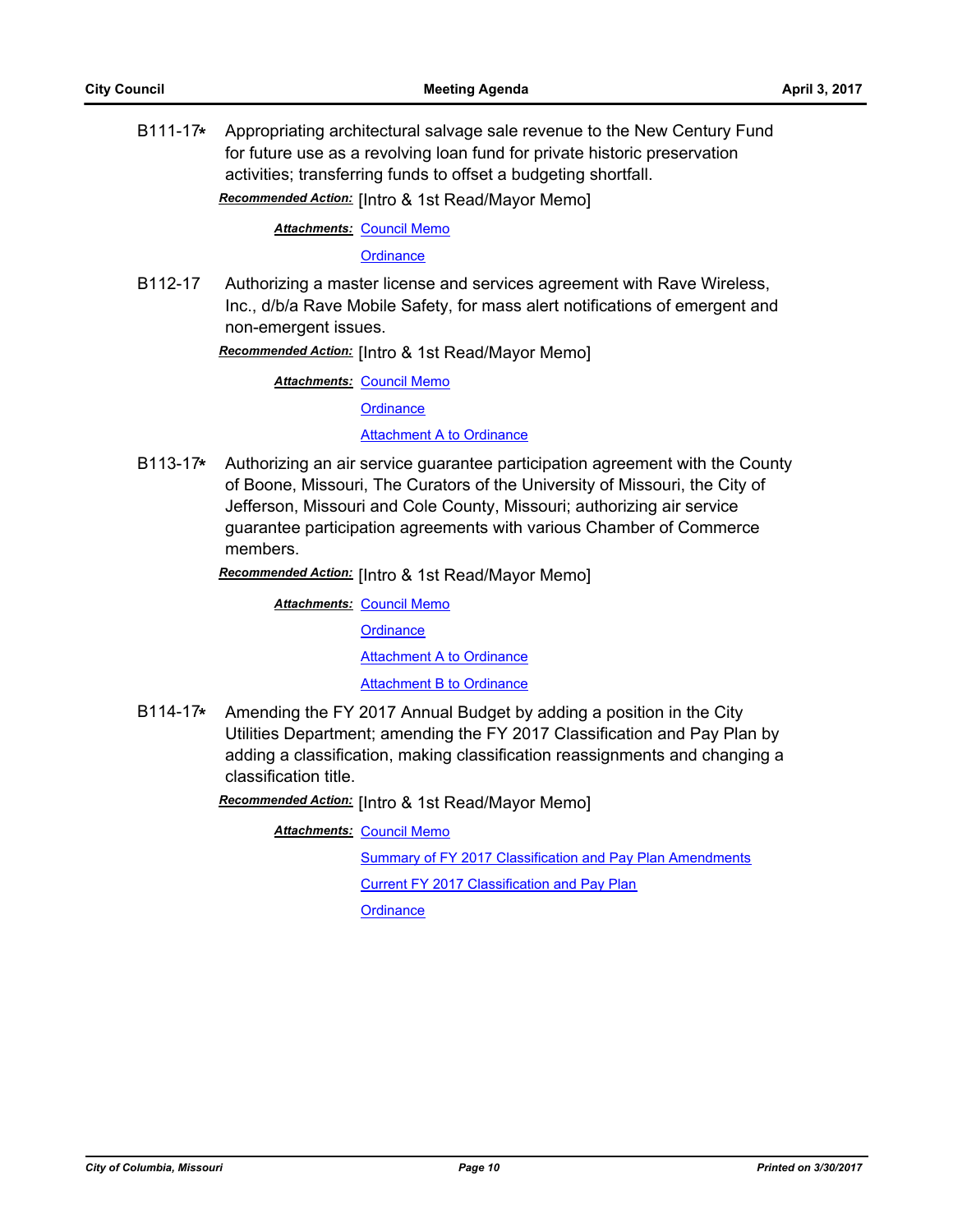**B111-17*** Appropriating architectural salvage sale revenue to the New Century Fund for future use as a revolving loan fund for private historic preservation activities; transferring funds to offset a budgeting shortfall.

***Recommended Action:*** [Intro & 1st Read/Mayor Memo]

***Attachments:*** Council Memo
Ordinance

**B112-17** Authorizing a master license and services agreement with Rave Wireless, Inc., d/b/a Rave Mobile Safety, for mass alert notifications of emergent and non-emergent issues.

***Recommended Action:*** [Intro & 1st Read/Mayor Memo]

***Attachments:*** Council Memo
Ordinance
Attachment A to Ordinance

**B113-17*** Authorizing an air service guarantee participation agreement with the County of Boone, Missouri, The Curators of the University of Missouri, the City of Jefferson, Missouri and Cole County, Missouri; authorizing air service guarantee participation agreements with various Chamber of Commerce members.

***Recommended Action:*** [Intro & 1st Read/Mayor Memo]

***Attachments:*** Council Memo
Ordinance
Attachment A to Ordinance
Attachment B to Ordinance

**B114-17*** Amending the FY 2017 Annual Budget by adding a position in the City Utilities Department; amending the FY 2017 Classification and Pay Plan by adding a classification, making classification reassignments and changing a classification title.

***Recommended Action:*** [Intro & 1st Read/Mayor Memo]

***Attachments:*** Council Memo
Summary of FY 2017 Classification and Pay Plan Amendments
Current FY 2017 Classification and Pay Plan
Ordinance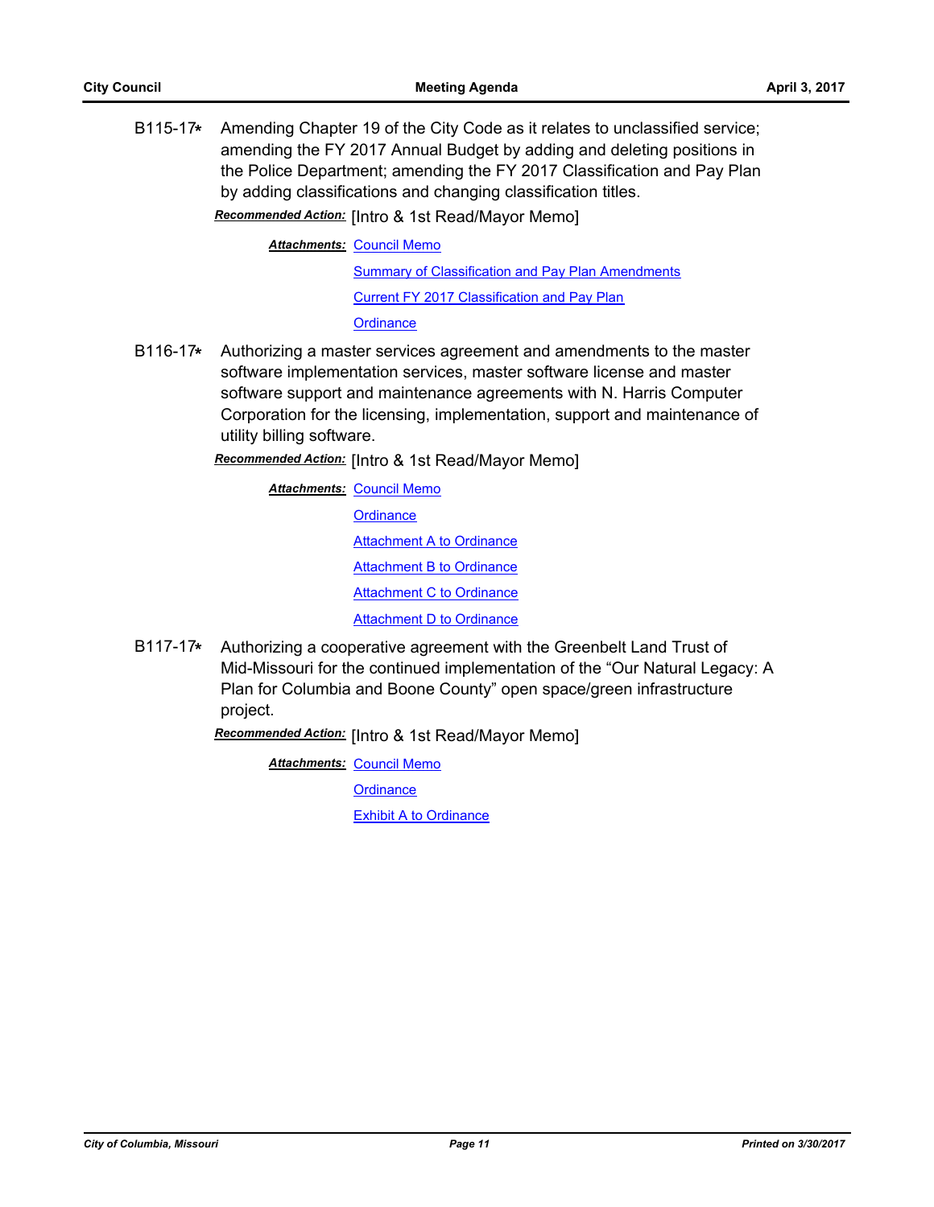**B115-17*** Amending Chapter 19 of the City Code as it relates to unclassified service; amending the FY 2017 Annual Budget by adding and deleting positions in the Police Department; amending the FY 2017 Classification and Pay Plan by adding classifications and changing classification titles.

***Recommended Action:*** [Intro & 1st Read/Mayor Memo]

***Attachments:*** Council Memo
Summary of Classification and Pay Plan Amendments
Current FY 2017 Classification and Pay Plan
Ordinance

**B116-17*** Authorizing a master services agreement and amendments to the master software implementation services, master software license and master software support and maintenance agreements with N. Harris Computer Corporation for the licensing, implementation, support and maintenance of utility billing software.

***Recommended Action:*** [Intro & 1st Read/Mayor Memo]

***Attachments:*** Council Memo
Ordinance
Attachment A to Ordinance
Attachment B to Ordinance
Attachment C to Ordinance
Attachment D to Ordinance

**B117-17*** Authorizing a cooperative agreement with the Greenbelt Land Trust of Mid-Missouri for the continued implementation of the "Our Natural Legacy: A Plan for Columbia and Boone County" open space/green infrastructure project.

***Recommended Action:*** [Intro & 1st Read/Mayor Memo]

***Attachments:*** Council Memo
Ordinance
Exhibit A to Ordinance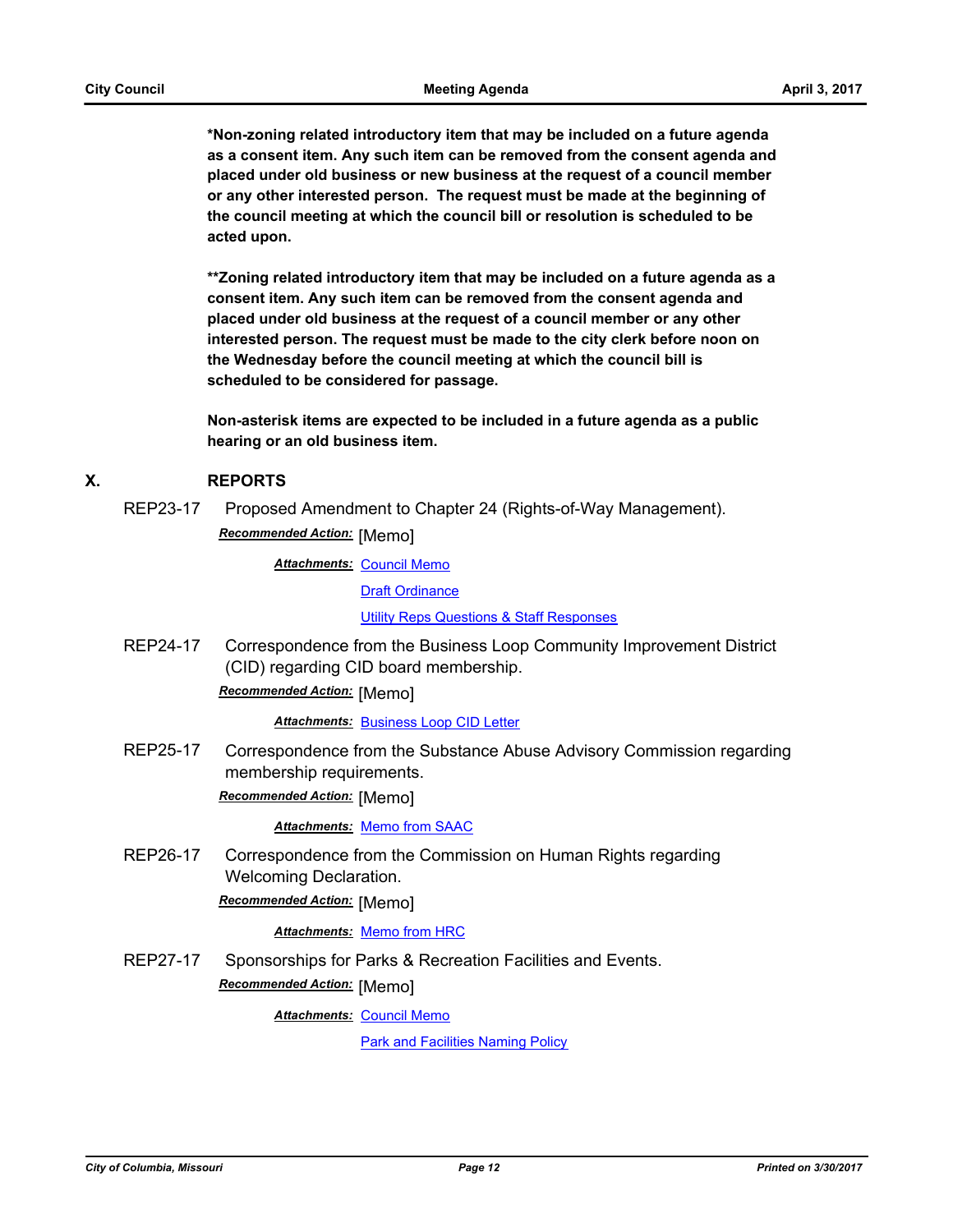**\*Non-zoning related introductory item that may be included on a future agenda as a consent item. Any such item can be removed from the consent agenda and placed under old business or new business at the request of a council member or any other interested person. The request must be made at the beginning of the council meeting at which the council bill or resolution is scheduled to be acted upon.**

**\*\*Zoning related introductory item that may be included on a future agenda as a consent item. Any such item can be removed from the consent agenda and placed under old business at the request of a council member or any other interested person. The request must be made to the city clerk before noon on the Wednesday before the council meeting at which the council bill is scheduled to be considered for passage.**

**Non-asterisk items are expected to be included in a future agenda as a public hearing or an old business item.**

## X. REPORTS

**REP23-17** Proposed Amendment to Chapter 24 (Rights-of-Way Management).

***Recommended Action:*** [Memo]

***Attachments:*** Council Memo
Draft Ordinance
Utility Reps Questions & Staff Responses

**REP24-17** Correspondence from the Business Loop Community Improvement District (CID) regarding CID board membership.

***Recommended Action:*** [Memo]

***Attachments:*** Business Loop CID Letter

**REP25-17** Correspondence from the Substance Abuse Advisory Commission regarding membership requirements.

***Recommended Action:*** [Memo]

***Attachments:*** Memo from SAAC

**REP26-17** Correspondence from the Commission on Human Rights regarding Welcoming Declaration.

***Recommended Action:*** [Memo]

***Attachments:*** Memo from HRC

**REP27-17** Sponsorships for Parks & Recreation Facilities and Events.

***Recommended Action:*** [Memo]

***Attachments:*** Council Memo
Park and Facilities Naming Policy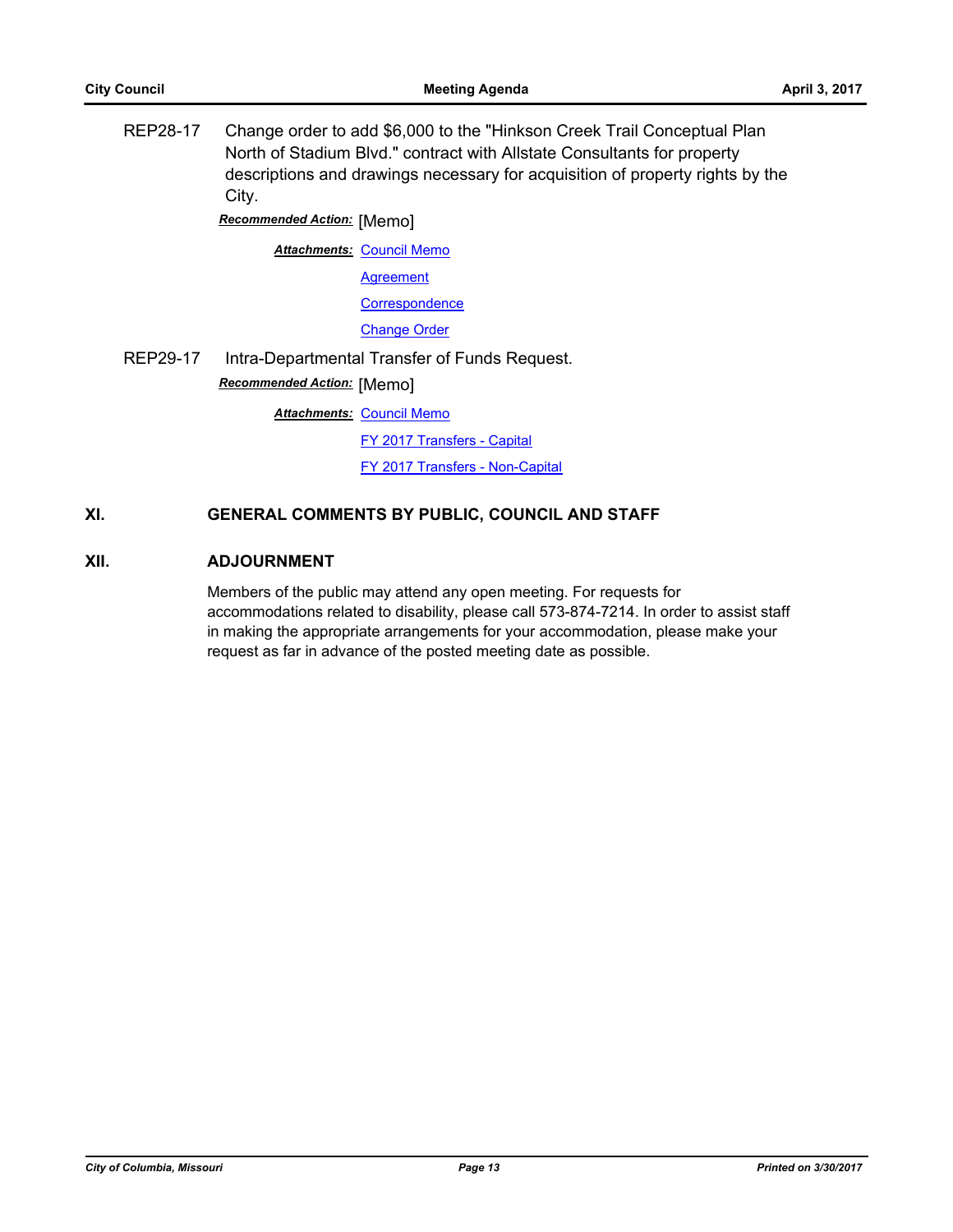REP28-17 Change order to add $6,000 to the "Hinkson Creek Trail Conceptual Plan North of Stadium Blvd." contract with Allstate Consultants for property descriptions and drawings necessary for acquisition of property rights by the City.

***Recommended Action:*** [Memo]

***Attachments:*** Council Memo
Agreement
Correspondence
Change Order

REP29-17 Intra-Departmental Transfer of Funds Request.

***Recommended Action:*** [Memo]

***Attachments:*** Council Memo
FY 2017 Transfers - Capital
FY 2017 Transfers - Non-Capital

## XI. GENERAL COMMENTS BY PUBLIC, COUNCIL AND STAFF

## XII. ADJOURNMENT

Members of the public may attend any open meeting. For requests for accommodations related to disability, please call 573-874-7214. In order to assist staff in making the appropriate arrangements for your accommodation, please make your request as far in advance of the posted meeting date as possible.